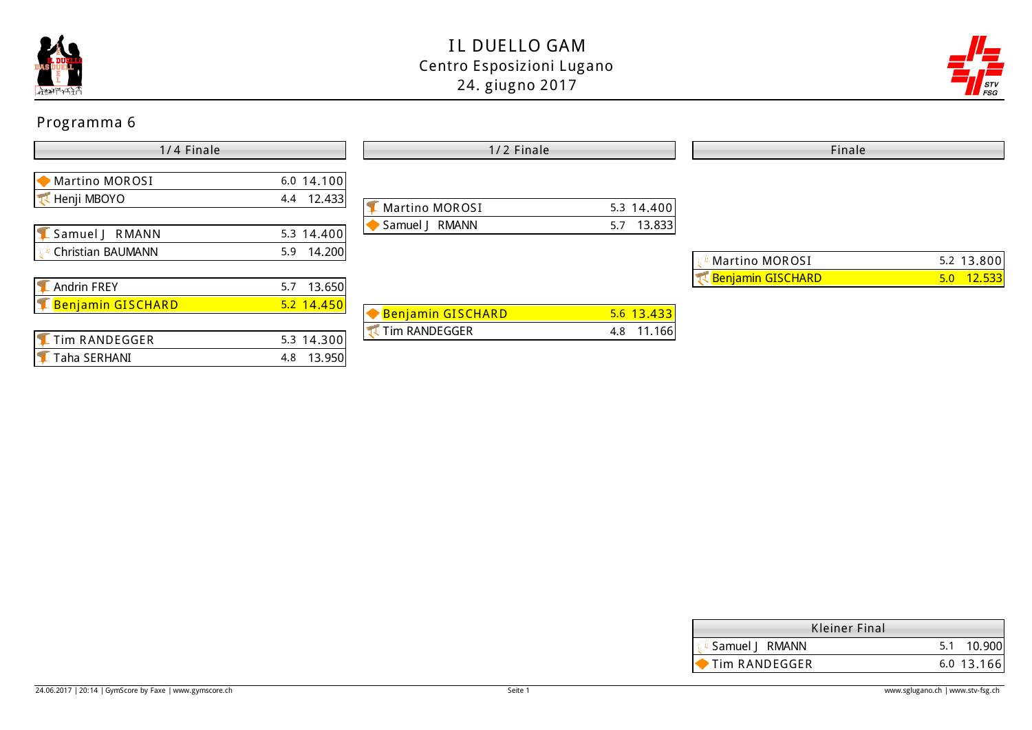# IL DUELLO GAM

Centro Esposizioni Lugano

24. giugno 2017

## Programma 6

### 1/4 Finale

| Atleta | D | Punteggio |
|---|---|---|
| Martino MOROSI | 6.0 | 14.100 |
| Henji MBOYO | 4.4 | 12.433 |

| Atleta | D | Punteggio |
|---|---|---|
| Samuel J RMANN | 5.3 | 14.400 |
| Christian BAUMANN | 5.9 | 14.200 |

| Atleta | D | Punteggio |
|---|---|---|
| Andrin FREY | 5.7 | 13.650 |
| Benjamin GISCHARD | 5.2 | 14.450 |

| Atleta | D | Punteggio |
|---|---|---|
| Tim RANDEGGER | 5.3 | 14.300 |
| Taha SERHANI | 4.8 | 13.950 |

### 1/2 Finale

| Atleta | D | Punteggio |
|---|---|---|
| Martino MOROSI | 5.3 | 14.400 |
| Samuel J RMANN | 5.7 | 13.833 |

| Atleta | D | Punteggio |
|---|---|---|
| Benjamin GISCHARD | 5.6 | 13.433 |
| Tim RANDEGGER | 4.8 | 11.166 |

### Finale

| Atleta | D | Punteggio |
|---|---|---|
| Martino MOROSI | 5.2 | 13.800 |
| Benjamin GISCHARD | 5.0 | 12.533 |

### Kleiner Final

| Atleta | D | Punteggio |
|---|---|---|
| Samuel J RMANN | 5.1 | 10.900 |
| Tim RANDEGGER | 6.0 | 13.166 |

24.06.2017 | 20:14 | GymScore by Faxe | www.gymscore.ch

www.sglugano.ch | www.stv-fsg.ch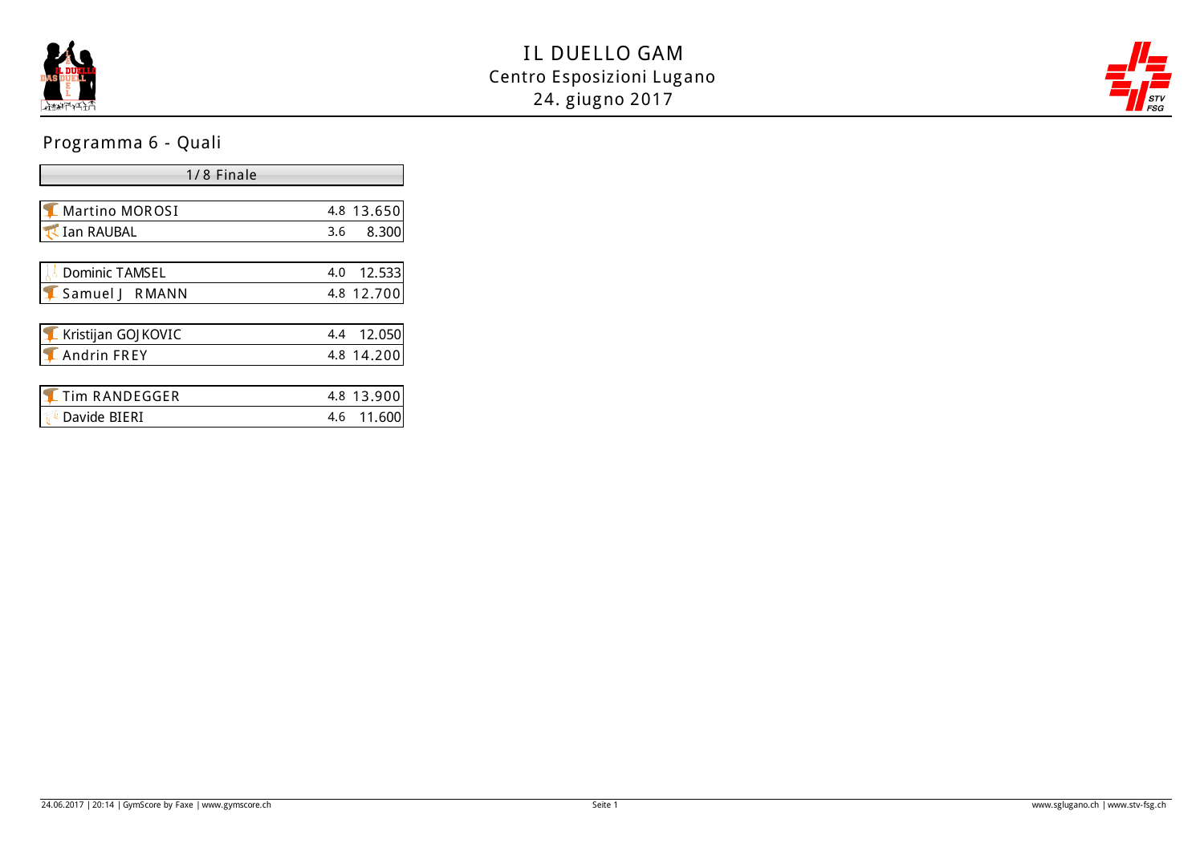# IL DUELLO GAM

Centro Esposizioni Lugano

24. giugno 2017

## Programma 6 - Quali

| 1/8 Finale | | |
|---|---|---|
| Martino MOROSI | 4.8 | 13.650 |
| Ian RAUBAL | 3.6 | 8.300 |
| | | |
| Dominic TAMSEL | 4.0 | 12.533 |
| Samuel J RMANN | 4.8 | 12.700 |
| | | |
| Kristijan GOJKOVIC | 4.4 | 12.050 |
| Andrin FREY | 4.8 | 14.200 |
| | | |
| Tim RANDEGGER | 4.8 | 13.900 |
| Davide BIERI | 4.6 | 11.600 |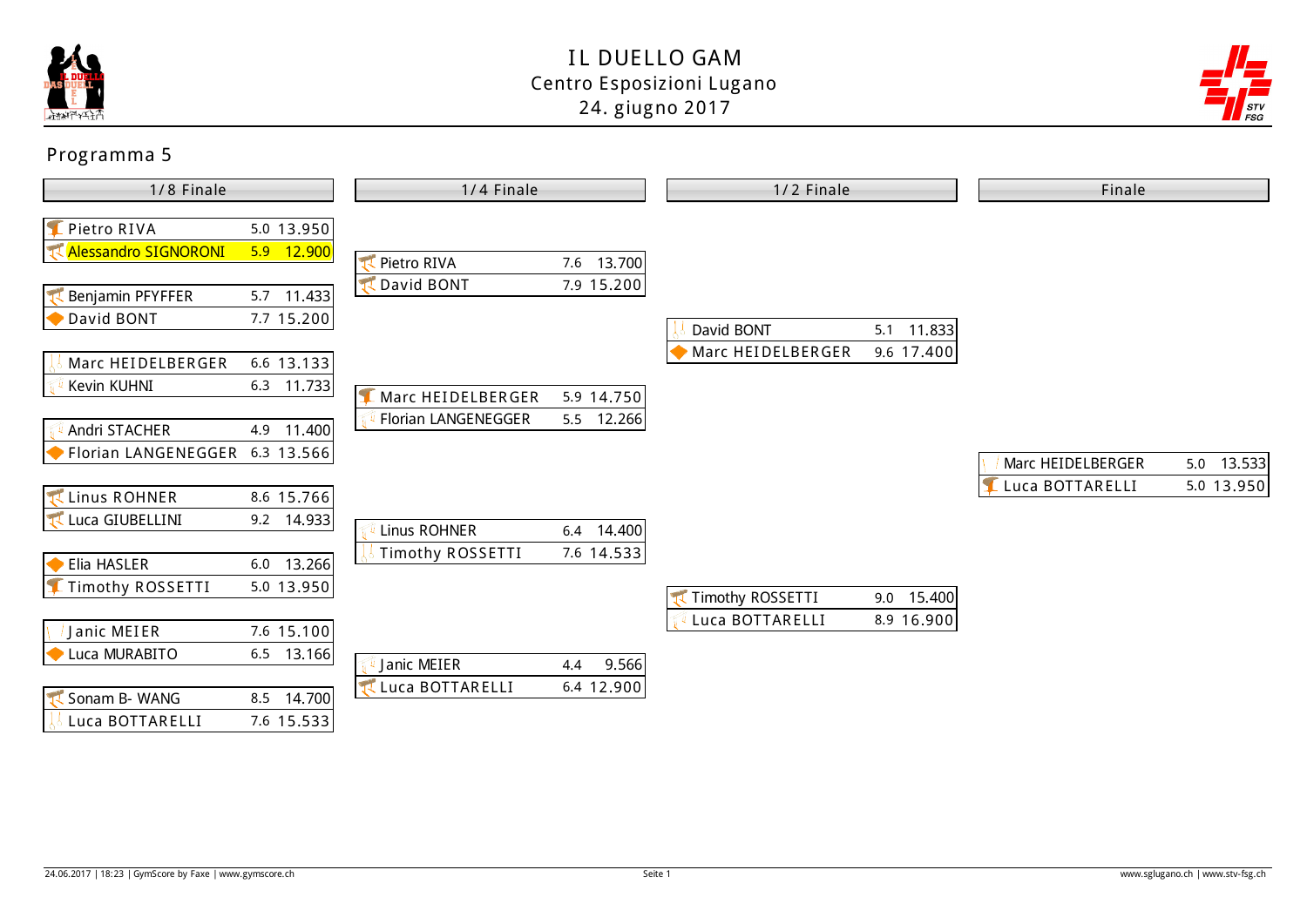# IL DUELLO GAM

Centro Esposizioni Lugano

24. giugno 2017

## Programma 5

### 1/8 Finale

| Ginnasta | D | Punteggio |
|---|---|---|
| Pietro RIVA | 5.0 | 13.950 |
| Alessandro SIGNORONI | 5.9 | 12.900 |

| Ginnasta | D | Punteggio |
|---|---|---|
| Benjamin PFYFFER | 5.7 | 11.433 |
| David BONT | 7.7 | 15.200 |

| Ginnasta | D | Punteggio |
|---|---|---|
| Marc HEIDELBERGER | 6.6 | 13.133 |
| Kevin KUHNI | 6.3 | 11.733 |

| Ginnasta | D | Punteggio |
|---|---|---|
| Andri STACHER | 4.9 | 11.400 |
| Florian LANGENEGGER | 6.3 | 13.566 |

| Ginnasta | D | Punteggio |
|---|---|---|
| Linus ROHNER | 8.6 | 15.766 |
| Luca GIUBELLINI | 9.2 | 14.933 |

| Ginnasta | D | Punteggio |
|---|---|---|
| Elia HASLER | 6.0 | 13.266 |
| Timothy ROSSETTI | 5.0 | 13.950 |

| Ginnasta | D | Punteggio |
|---|---|---|
| Janic MEIER | 7.6 | 15.100 |
| Luca MURABITO | 6.5 | 13.166 |

| Ginnasta | D | Punteggio |
|---|---|---|
| Sonam B- WANG | 8.5 | 14.700 |
| Luca BOTTARELLI | 7.6 | 15.533 |

### 1/4 Finale

| Ginnasta | D | Punteggio |
|---|---|---|
| Pietro RIVA | 7.6 | 13.700 |
| David BONT | 7.9 | 15.200 |

| Ginnasta | D | Punteggio |
|---|---|---|
| Marc HEIDELBERGER | 5.9 | 14.750 |
| Florian LANGENEGGER | 5.5 | 12.266 |

| Ginnasta | D | Punteggio |
|---|---|---|
| Linus ROHNER | 6.4 | 14.400 |
| Timothy ROSSETTI | 7.6 | 14.533 |

| Ginnasta | D | Punteggio |
|---|---|---|
| Janic MEIER | 4.4 | 9.566 |
| Luca BOTTARELLI | 6.4 | 12.900 |

### 1/2 Finale

| Ginnasta | D | Punteggio |
|---|---|---|
| David BONT | 5.1 | 11.833 |
| Marc HEIDELBERGER | 9.6 | 17.400 |

| Ginnasta | D | Punteggio |
|---|---|---|
| Timothy ROSSETTI | 9.0 | 15.400 |
| Luca BOTTARELLI | 8.9 | 16.900 |

### Finale

| Ginnasta | D | Punteggio |
|---|---|---|
| Marc HEIDELBERGER | 5.0 | 13.533 |
| Luca BOTTARELLI | 5.0 | 13.950 |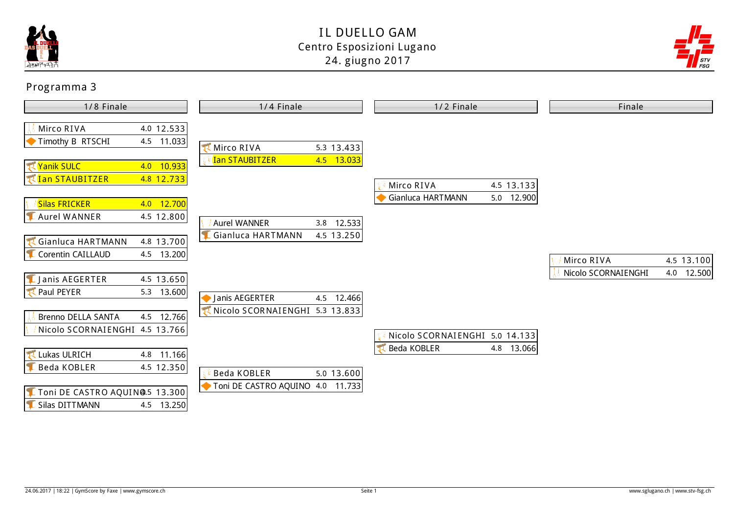# IL DUELLO GAM

Centro Esposizioni Lugano

24. giugno 2017

## Programma 3

### 1/8 Finale

| Atleta | D | Punteggio |
|---|---|---|
| Mirco RIVA | 4.0 | 12.533 |
| Timothy B RTSCHI | 4.5 | 11.033 |

| Atleta | D | Punteggio |
|---|---|---|
| Yanik SULC | 4.0 | 10.933 |
| Ian STAUBITZER | 4.8 | 12.733 |

| Atleta | D | Punteggio |
|---|---|---|
| Silas FRICKER | 4.0 | 12.700 |
| Aurel WANNER | 4.5 | 12.800 |

| Atleta | D | Punteggio |
|---|---|---|
| Gianluca HARTMANN | 4.8 | 13.700 |
| Corentin CAILLAUD | 4.5 | 13.200 |

| Atleta | D | Punteggio |
|---|---|---|
| Janis AEGERTER | 4.5 | 13.650 |
| Paul PEYER | 5.3 | 13.600 |

| Atleta | D | Punteggio |
|---|---|---|
| Brenno DELLA SANTA | 4.5 | 12.766 |
| Nicolo SCORNAIENGHI | 4.5 | 13.766 |

| Atleta | D | Punteggio |
|---|---|---|
| Lukas ULRICH | 4.8 | 11.166 |
| Beda KOBLER | 4.5 | 12.350 |

| Atleta | D | Punteggio |
|---|---|---|
| Toni DE CASTRO AQUINO | 4.5 | 13.300 |
| Silas DITTMANN | 4.5 | 13.250 |

### 1/4 Finale

| Atleta | D | Punteggio |
|---|---|---|
| Mirco RIVA | 5.3 | 13.433 |
| Ian STAUBITZER | 4.5 | 13.033 |

| Atleta | D | Punteggio |
|---|---|---|
| Aurel WANNER | 3.8 | 12.533 |
| Gianluca HARTMANN | 4.5 | 13.250 |

| Atleta | D | Punteggio |
|---|---|---|
| Janis AEGERTER | 4.5 | 12.466 |
| Nicolo SCORNAIENGHI | 5.3 | 13.833 |

| Atleta | D | Punteggio |
|---|---|---|
| Beda KOBLER | 5.0 | 13.600 |
| Toni DE CASTRO AQUINO | 4.0 | 11.733 |

### 1/2 Finale

| Atleta | D | Punteggio |
|---|---|---|
| Mirco RIVA | 4.5 | 13.133 |
| Gianluca HARTMANN | 5.0 | 12.900 |

| Atleta | D | Punteggio |
|---|---|---|
| Nicolo SCORNAIENGHI | 5.0 | 14.133 |
| Beda KOBLER | 4.8 | 13.066 |

### Finale

| Atleta | D | Punteggio |
|---|---|---|
| Mirco RIVA | 4.5 | 13.100 |
| Nicolo SCORNAIENGHI | 4.0 | 12.500 |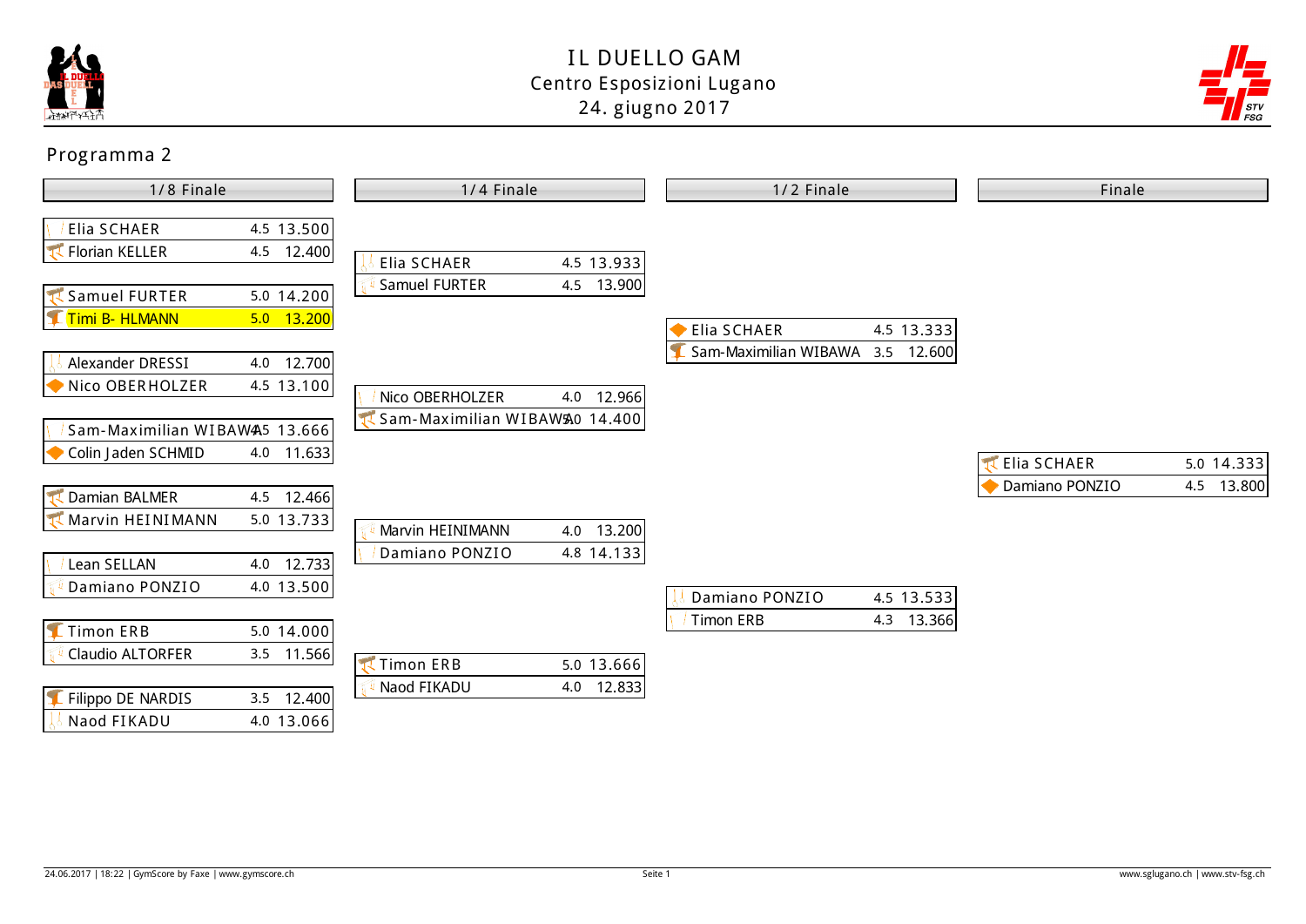# IL DUELLO GAM

Centro Esposizioni Lugano

24. giugno 2017

## Programma 2

### 1/8 Finale

| Ginnasta | D | Punteggio |
|---|---|---|
| Elia SCHAER | 4.5 | 13.500 |
| Florian KELLER | 4.5 | 12.400 |

| Ginnasta | D | Punteggio |
|---|---|---|
| Samuel FURTER | 5.0 | 14.200 |
| Timi B- HLMANN | 5.0 | 13.200 |

| Ginnasta | D | Punteggio |
|---|---|---|
| Alexander DRESSI | 4.0 | 12.700 |
| Nico OBERHOLZER | 4.5 | 13.100 |

| Ginnasta | D | Punteggio |
|---|---|---|
| Sam-Maximilian WIBAWA | 4.5 | 13.666 |
| Colin Jaden SCHMID | 4.0 | 11.633 |

| Ginnasta | D | Punteggio |
|---|---|---|
| Damian BALMER | 4.5 | 12.466 |
| Marvin HEINIMANN | 5.0 | 13.733 |

| Ginnasta | D | Punteggio |
|---|---|---|
| Lean SELLAN | 4.0 | 12.733 |
| Damiano PONZIO | 4.0 | 13.500 |

| Ginnasta | D | Punteggio |
|---|---|---|
| Timon ERB | 5.0 | 14.000 |
| Claudio ALTORFER | 3.5 | 11.566 |

| Ginnasta | D | Punteggio |
|---|---|---|
| Filippo DE NARDIS | 3.5 | 12.400 |
| Naod FIKADU | 4.0 | 13.066 |

### 1/4 Finale

| Ginnasta | D | Punteggio |
|---|---|---|
| Elia SCHAER | 4.5 | 13.933 |
| Samuel FURTER | 4.5 | 13.900 |

| Ginnasta | D | Punteggio |
|---|---|---|
| Nico OBERHOLZER | 4.0 | 12.966 |
| Sam-Maximilian WIBAWA | 5.0 | 14.400 |

| Ginnasta | D | Punteggio |
|---|---|---|
| Marvin HEINIMANN | 4.0 | 13.200 |
| Damiano PONZIO | 4.8 | 14.133 |

| Ginnasta | D | Punteggio |
|---|---|---|
| Timon ERB | 5.0 | 13.666 |
| Naod FIKADU | 4.0 | 12.833 |

### 1/2 Finale

| Ginnasta | D | Punteggio |
|---|---|---|
| Elia SCHAER | 4.5 | 13.333 |
| Sam-Maximilian WIBAWA | 3.5 | 12.600 |

| Ginnasta | D | Punteggio |
|---|---|---|
| Damiano PONZIO | 4.5 | 13.533 |
| Timon ERB | 4.3 | 13.366 |

### Finale

| Ginnasta | D | Punteggio |
|---|---|---|
| Elia SCHAER | 5.0 | 14.333 |
| Damiano PONZIO | 4.5 | 13.800 |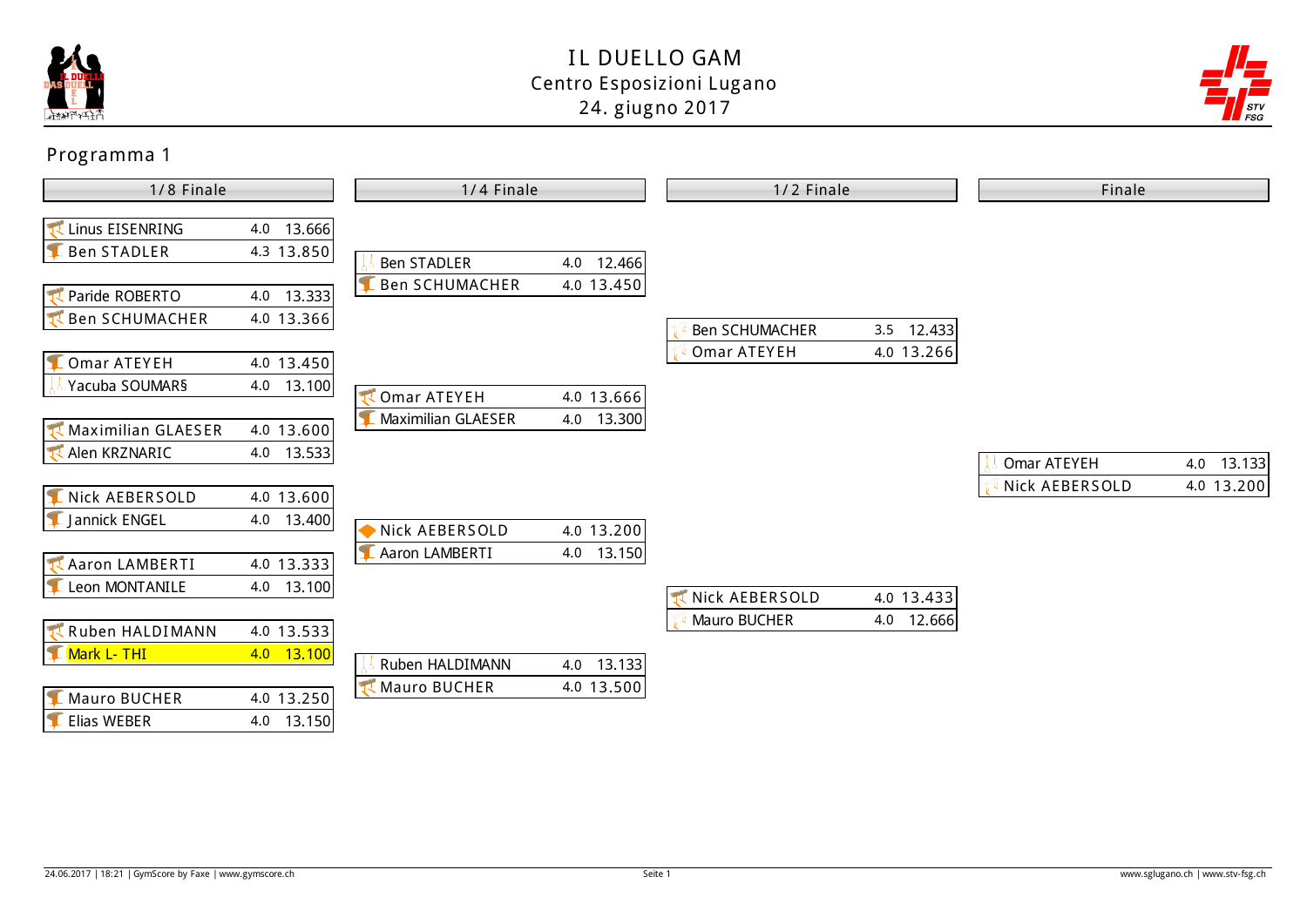# IL DUELLO GAM

Centro Esposizioni Lugano

24. giugno 2017

## Programma 1

### 1/8 Finale

| | | |
|---|---|---|
| Linus EISENRING | 4.0 | 13.666 |
| Ben STADLER | 4.3 | 13.850 |

| | | |
|---|---|---|
| Paride ROBERTO | 4.0 | 13.333 |
| Ben SCHUMACHER | 4.0 | 13.366 |

| | | |
|---|---|---|
| Omar ATEYEH | 4.0 | 13.450 |
| Yacuba SOUMAR§ | 4.0 | 13.100 |

| | | |
|---|---|---|
| Maximilian GLAESER | 4.0 | 13.600 |
| Alen KRZNARIC | 4.0 | 13.533 |

| | | |
|---|---|---|
| Nick AEBERSOLD | 4.0 | 13.600 |
| Jannick ENGEL | 4.0 | 13.400 |

| | | |
|---|---|---|
| Aaron LAMBERTI | 4.0 | 13.333 |
| Leon MONTANILE | 4.0 | 13.100 |

| | | |
|---|---|---|
| Ruben HALDIMANN | 4.0 | 13.533 |
| Mark L- THI | 4.0 | 13.100 |

| | | |
|---|---|---|
| Mauro BUCHER | 4.0 | 13.250 |
| Elias WEBER | 4.0 | 13.150 |

### 1/4 Finale

| | | |
|---|---|---|
| Ben STADLER | 4.0 | 12.466 |
| Ben SCHUMACHER | 4.0 | 13.450 |

| | | |
|---|---|---|
| Omar ATEYEH | 4.0 | 13.666 |
| Maximilian GLAESER | 4.0 | 13.300 |

| | | |
|---|---|---|
| Nick AEBERSOLD | 4.0 | 13.200 |
| Aaron LAMBERTI | 4.0 | 13.150 |

| | | |
|---|---|---|
| Ruben HALDIMANN | 4.0 | 13.133 |
| Mauro BUCHER | 4.0 | 13.500 |

### 1/2 Finale

| | | |
|---|---|---|
| Ben SCHUMACHER | 3.5 | 12.433 |
| Omar ATEYEH | 4.0 | 13.266 |

| | | |
|---|---|---|
| Nick AEBERSOLD | 4.0 | 13.433 |
| Mauro BUCHER | 4.0 | 12.666 |

### Finale

| | | |
|---|---|---|
| Omar ATEYEH | 4.0 | 13.133 |
| Nick AEBERSOLD | 4.0 | 13.200 |

24.06.2017 | 18:21 | GymScore by Faxe | www.gymscore.ch

www.sglugano.ch | www.stv-fsg.ch